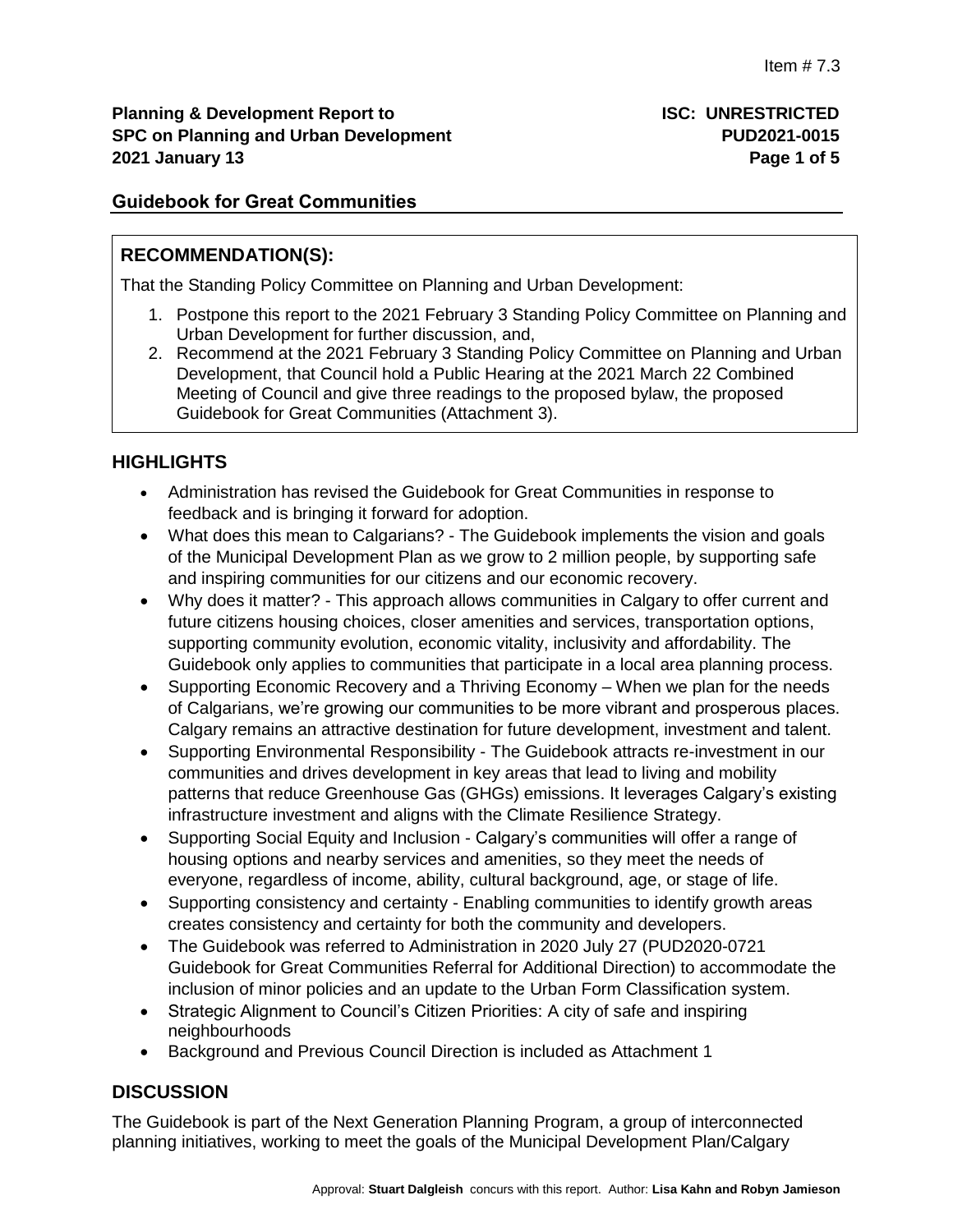Item # 7.3

**Planning & Development Report to SPC on Planning and Urban Development 2021 January 13**

**ISC: UNRESTRICTED PUD2021-0015**

## Guidebook for Great Communities

### RECOMMENDATION(S):

That the Standing Policy Committee on Planning and Urban Development:

1. Postpone this report to the 2021 February 3 Standing Policy Committee on Planning and Urban Development for further discussion, and,
2. Recommend at the 2021 February 3 Standing Policy Committee on Planning and Urban Development, that Council hold a Public Hearing at the 2021 March 22 Combined Meeting of Council and give three readings to the proposed bylaw, the proposed Guidebook for Great Communities (Attachment 3).

### HIGHLIGHTS

- Administration has revised the Guidebook for Great Communities in response to feedback and is bringing it forward for adoption.
- What does this mean to Calgarians? - The Guidebook implements the vision and goals of the Municipal Development Plan as we grow to 2 million people, by supporting safe and inspiring communities for our citizens and our economic recovery.
- Why does it matter? - This approach allows communities in Calgary to offer current and future citizens housing choices, closer amenities and services, transportation options, supporting community evolution, economic vitality, inclusivity and affordability. The Guidebook only applies to communities that participate in a local area planning process.
- Supporting Economic Recovery and a Thriving Economy – When we plan for the needs of Calgarians, we're growing our communities to be more vibrant and prosperous places. Calgary remains an attractive destination for future development, investment and talent.
- Supporting Environmental Responsibility - The Guidebook attracts re-investment in our communities and drives development in key areas that lead to living and mobility patterns that reduce Greenhouse Gas (GHGs) emissions. It leverages Calgary's existing infrastructure investment and aligns with the Climate Resilience Strategy.
- Supporting Social Equity and Inclusion - Calgary's communities will offer a range of housing options and nearby services and amenities, so they meet the needs of everyone, regardless of income, ability, cultural background, age, or stage of life.
- Supporting consistency and certainty - Enabling communities to identify growth areas creates consistency and certainty for both the community and developers.
- The Guidebook was referred to Administration in 2020 July 27 (PUD2020-0721 Guidebook for Great Communities Referral for Additional Direction) to accommodate the inclusion of minor policies and an update to the Urban Form Classification system.
- Strategic Alignment to Council's Citizen Priorities: A city of safe and inspiring neighbourhoods
- Background and Previous Council Direction is included as Attachment 1

### DISCUSSION

The Guidebook is part of the Next Generation Planning Program, a group of interconnected planning initiatives, working to meet the goals of the Municipal Development Plan/Calgary

Approval: **Stuart Dalgleish** concurs with this report. Author: **Lisa Kahn and Robyn Jamieson**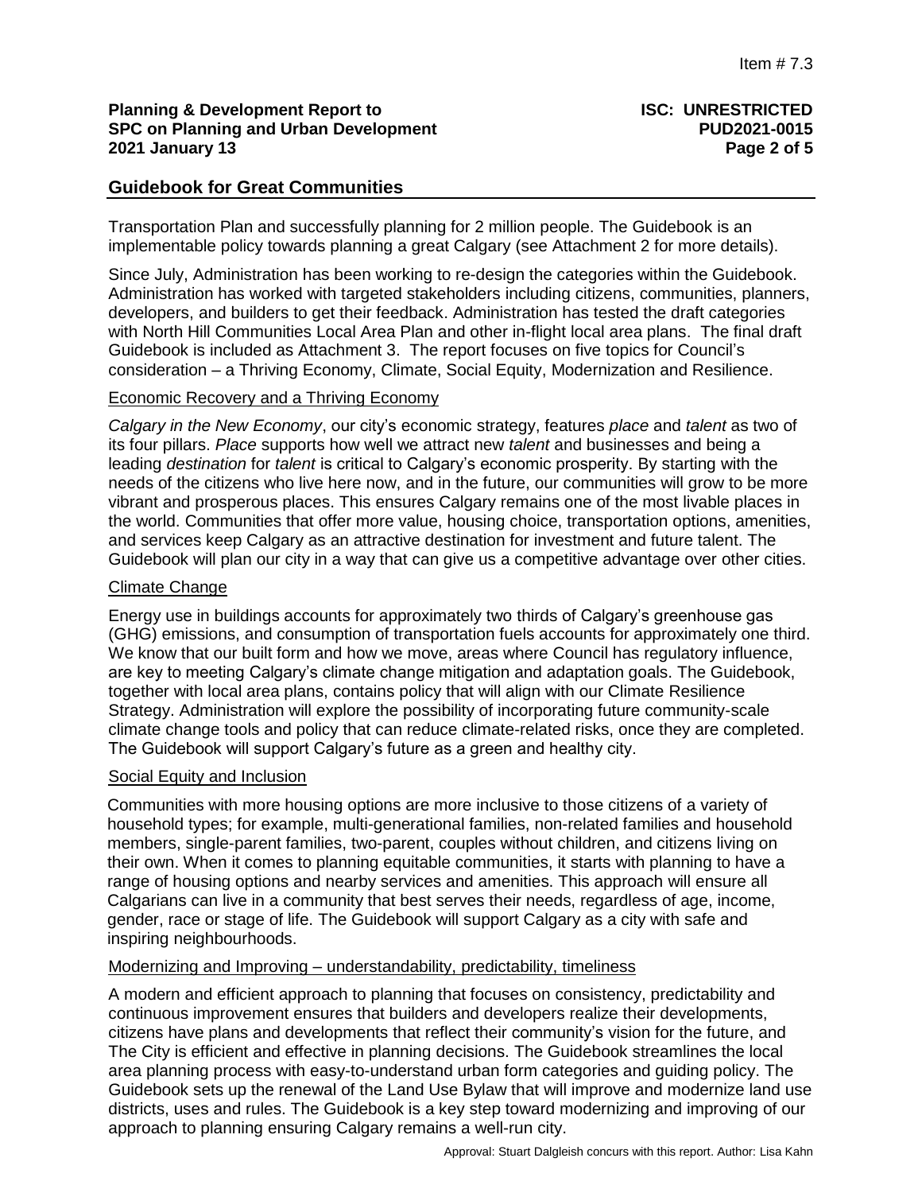Transportation Plan and successfully planning for 2 million people. The Guidebook is an implementable policy towards planning a great Calgary (see Attachment 2 for more details).

Since July, Administration has been working to re-design the categories within the Guidebook. Administration has worked with targeted stakeholders including citizens, communities, planners, developers, and builders to get their feedback. Administration has tested the draft categories with North Hill Communities Local Area Plan and other in-flight local area plans. The final draft Guidebook is included as Attachment 3. The report focuses on five topics for Council's consideration – a Thriving Economy, Climate, Social Equity, Modernization and Resilience.

## Economic Recovery and a Thriving Economy

*Calgary in the New Economy*, our city's economic strategy, features *place* and *talent* as two of its four pillars. *Place* supports how well we attract new *talent* and businesses and being a leading *destination* for *talent* is critical to Calgary's economic prosperity. By starting with the needs of the citizens who live here now, and in the future, our communities will grow to be more vibrant and prosperous places. This ensures Calgary remains one of the most livable places in the world. Communities that offer more value, housing choice, transportation options, amenities, and services keep Calgary as an attractive destination for investment and future talent. The Guidebook will plan our city in a way that can give us a competitive advantage over other cities.

## Climate Change

Energy use in buildings accounts for approximately two thirds of Calgary's greenhouse gas (GHG) emissions, and consumption of transportation fuels accounts for approximately one third. We know that our built form and how we move, areas where Council has regulatory influence, are key to meeting Calgary's climate change mitigation and adaptation goals. The Guidebook, together with local area plans, contains policy that will align with our Climate Resilience Strategy. Administration will explore the possibility of incorporating future community-scale climate change tools and policy that can reduce climate-related risks, once they are completed. The Guidebook will support Calgary's future as a green and healthy city.

## Social Equity and Inclusion

Communities with more housing options are more inclusive to those citizens of a variety of household types; for example, multi-generational families, non-related families and household members, single-parent families, two-parent, couples without children, and citizens living on their own. When it comes to planning equitable communities, it starts with planning to have a range of housing options and nearby services and amenities. This approach will ensure all Calgarians can live in a community that best serves their needs, regardless of age, income, gender, race or stage of life. The Guidebook will support Calgary as a city with safe and inspiring neighbourhoods.

## Modernizing and Improving – understandability, predictability, timeliness

A modern and efficient approach to planning that focuses on consistency, predictability and continuous improvement ensures that builders and developers realize their developments, citizens have plans and developments that reflect their community's vision for the future, and The City is efficient and effective in planning decisions. The Guidebook streamlines the local area planning process with easy-to-understand urban form categories and guiding policy. The Guidebook sets up the renewal of the Land Use Bylaw that will improve and modernize land use districts, uses and rules. The Guidebook is a key step toward modernizing and improving of our approach to planning ensuring Calgary remains a well-run city.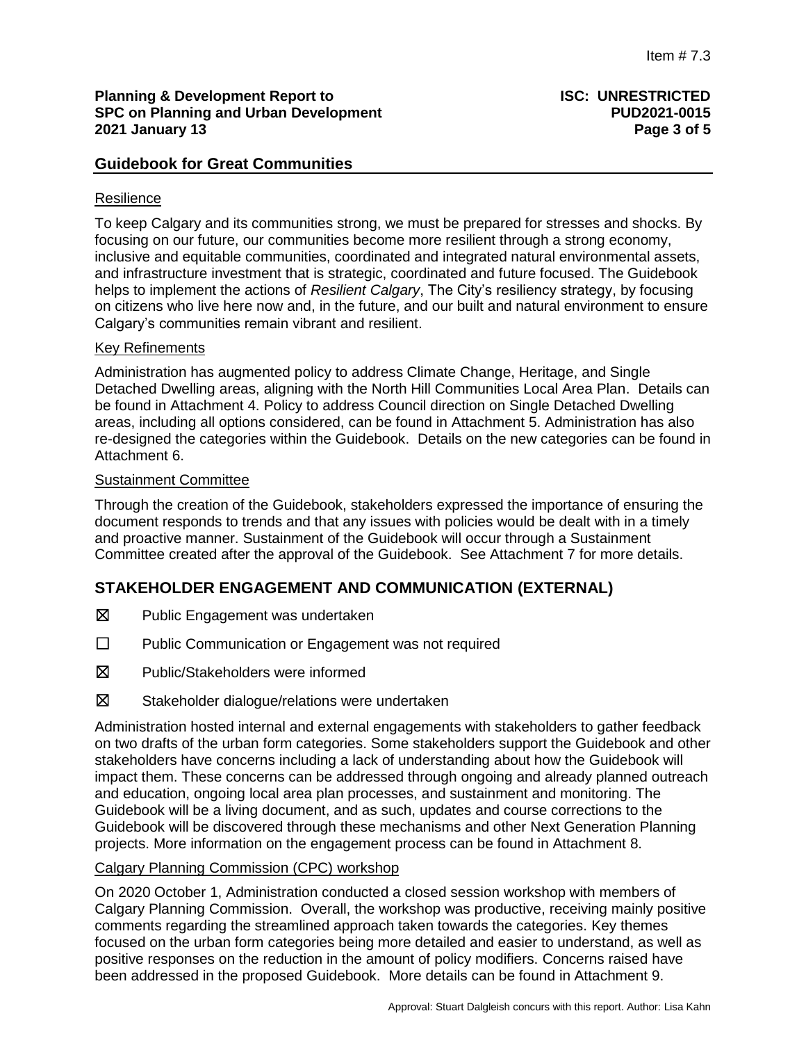## Guidebook for Great Communities

### Resilience

To keep Calgary and its communities strong, we must be prepared for stresses and shocks. By focusing on our future, our communities become more resilient through a strong economy, inclusive and equitable communities, coordinated and integrated natural environmental assets, and infrastructure investment that is strategic, coordinated and future focused. The Guidebook helps to implement the actions of *Resilient Calgary*, The City's resiliency strategy, by focusing on citizens who live here now and, in the future, and our built and natural environment to ensure Calgary's communities remain vibrant and resilient.

### Key Refinements

Administration has augmented policy to address Climate Change, Heritage, and Single Detached Dwelling areas, aligning with the North Hill Communities Local Area Plan. Details can be found in Attachment 4. Policy to address Council direction on Single Detached Dwelling areas, including all options considered, can be found in Attachment 5. Administration has also re-designed the categories within the Guidebook. Details on the new categories can be found in Attachment 6.

### Sustainment Committee

Through the creation of the Guidebook, stakeholders expressed the importance of ensuring the document responds to trends and that any issues with policies would be dealt with in a timely and proactive manner. Sustainment of the Guidebook will occur through a Sustainment Committee created after the approval of the Guidebook. See Attachment 7 for more details.

## STAKEHOLDER ENGAGEMENT AND COMMUNICATION (EXTERNAL)

☒ Public Engagement was undertaken

☐ Public Communication or Engagement was not required

☒ Public/Stakeholders were informed

☒ Stakeholder dialogue/relations were undertaken

Administration hosted internal and external engagements with stakeholders to gather feedback on two drafts of the urban form categories. Some stakeholders support the Guidebook and other stakeholders have concerns including a lack of understanding about how the Guidebook will impact them. These concerns can be addressed through ongoing and already planned outreach and education, ongoing local area plan processes, and sustainment and monitoring. The Guidebook will be a living document, and as such, updates and course corrections to the Guidebook will be discovered through these mechanisms and other Next Generation Planning projects. More information on the engagement process can be found in Attachment 8.

### Calgary Planning Commission (CPC) workshop

On 2020 October 1, Administration conducted a closed session workshop with members of Calgary Planning Commission. Overall, the workshop was productive, receiving mainly positive comments regarding the streamlined approach taken towards the categories. Key themes focused on the urban form categories being more detailed and easier to understand, as well as positive responses on the reduction in the amount of policy modifiers. Concerns raised have been addressed in the proposed Guidebook. More details can be found in Attachment 9.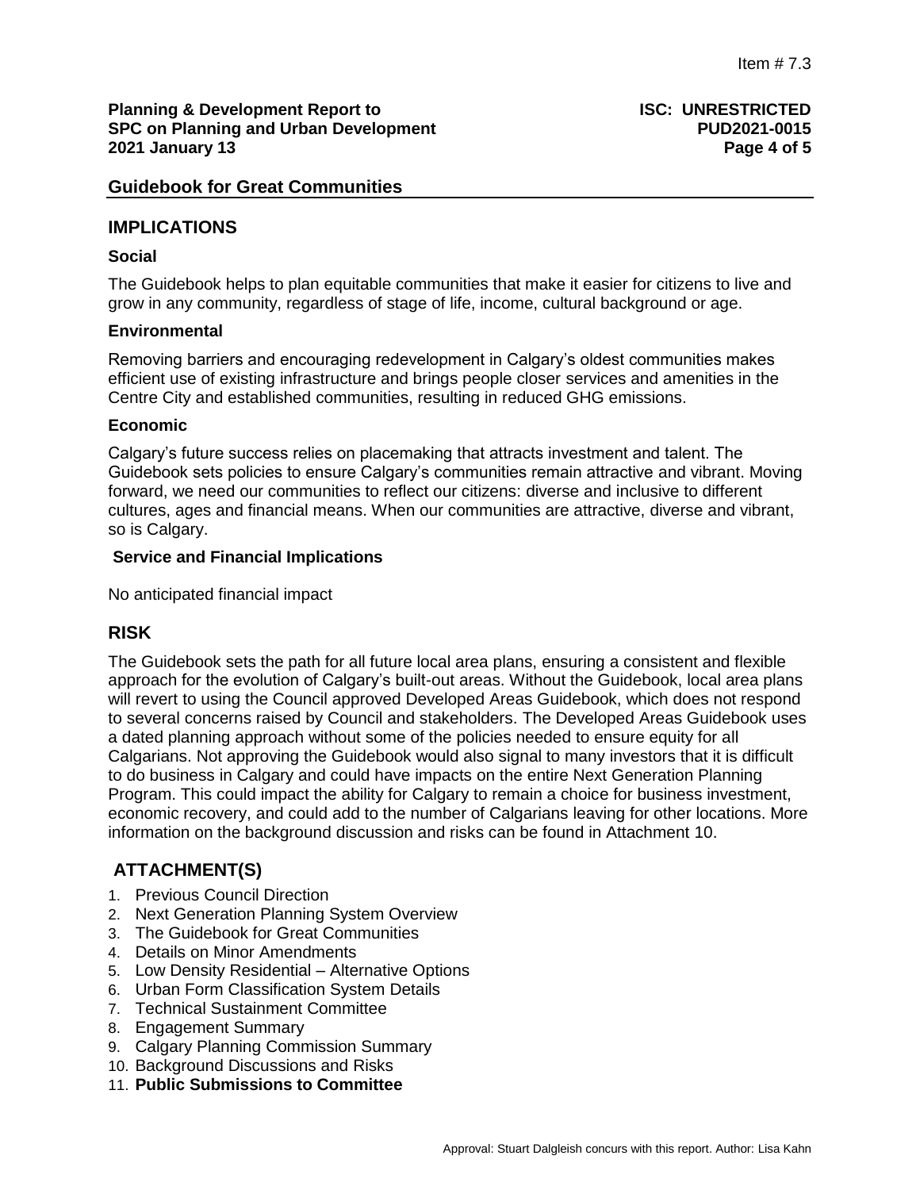## Guidebook for Great Communities

## IMPLICATIONS

### Social

The Guidebook helps to plan equitable communities that make it easier for citizens to live and grow in any community, regardless of stage of life, income, cultural background or age.

### Environmental

Removing barriers and encouraging redevelopment in Calgary's oldest communities makes efficient use of existing infrastructure and brings people closer services and amenities in the Centre City and established communities, resulting in reduced GHG emissions.

### Economic

Calgary's future success relies on placemaking that attracts investment and talent. The Guidebook sets policies to ensure Calgary's communities remain attractive and vibrant. Moving forward, we need our communities to reflect our citizens: diverse and inclusive to different cultures, ages and financial means. When our communities are attractive, diverse and vibrant, so is Calgary.

### Service and Financial Implications

No anticipated financial impact

## RISK

The Guidebook sets the path for all future local area plans, ensuring a consistent and flexible approach for the evolution of Calgary's built-out areas. Without the Guidebook, local area plans will revert to using the Council approved Developed Areas Guidebook, which does not respond to several concerns raised by Council and stakeholders. The Developed Areas Guidebook uses a dated planning approach without some of the policies needed to ensure equity for all Calgarians. Not approving the Guidebook would also signal to many investors that it is difficult to do business in Calgary and could have impacts on the entire Next Generation Planning Program. This could impact the ability for Calgary to remain a choice for business investment, economic recovery, and could add to the number of Calgarians leaving for other locations. More information on the background discussion and risks can be found in Attachment 10.

## ATTACHMENT(S)

1. Previous Council Direction
2. Next Generation Planning System Overview
3. The Guidebook for Great Communities
4. Details on Minor Amendments
5. Low Density Residential – Alternative Options
6. Urban Form Classification System Details
7. Technical Sustainment Committee
8. Engagement Summary
9. Calgary Planning Commission Summary
10. Background Discussions and Risks
11. **Public Submissions to Committee**

Approval: Stuart Dalgleish concurs with this report. Author: Lisa Kahn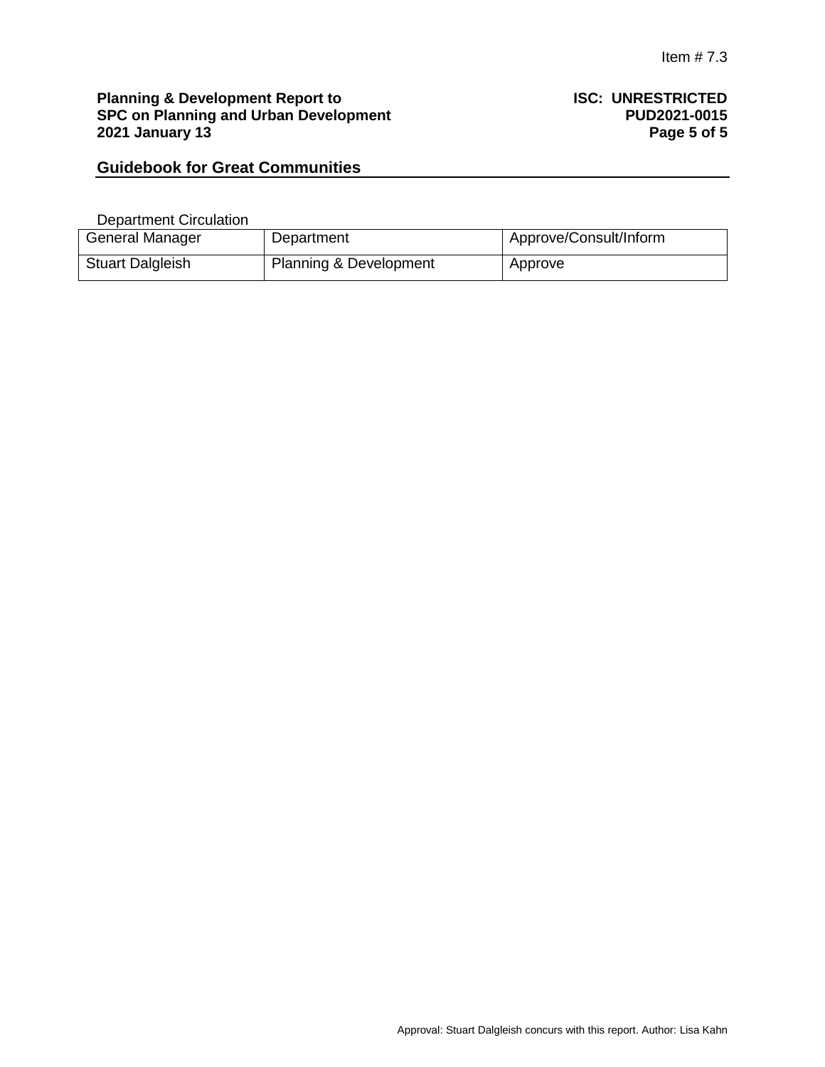Department Circulation

| General Manager | Department | Approve/Consult/Inform |
|---|---|---|
| Stuart Dalgleish | Planning & Development | Approve |